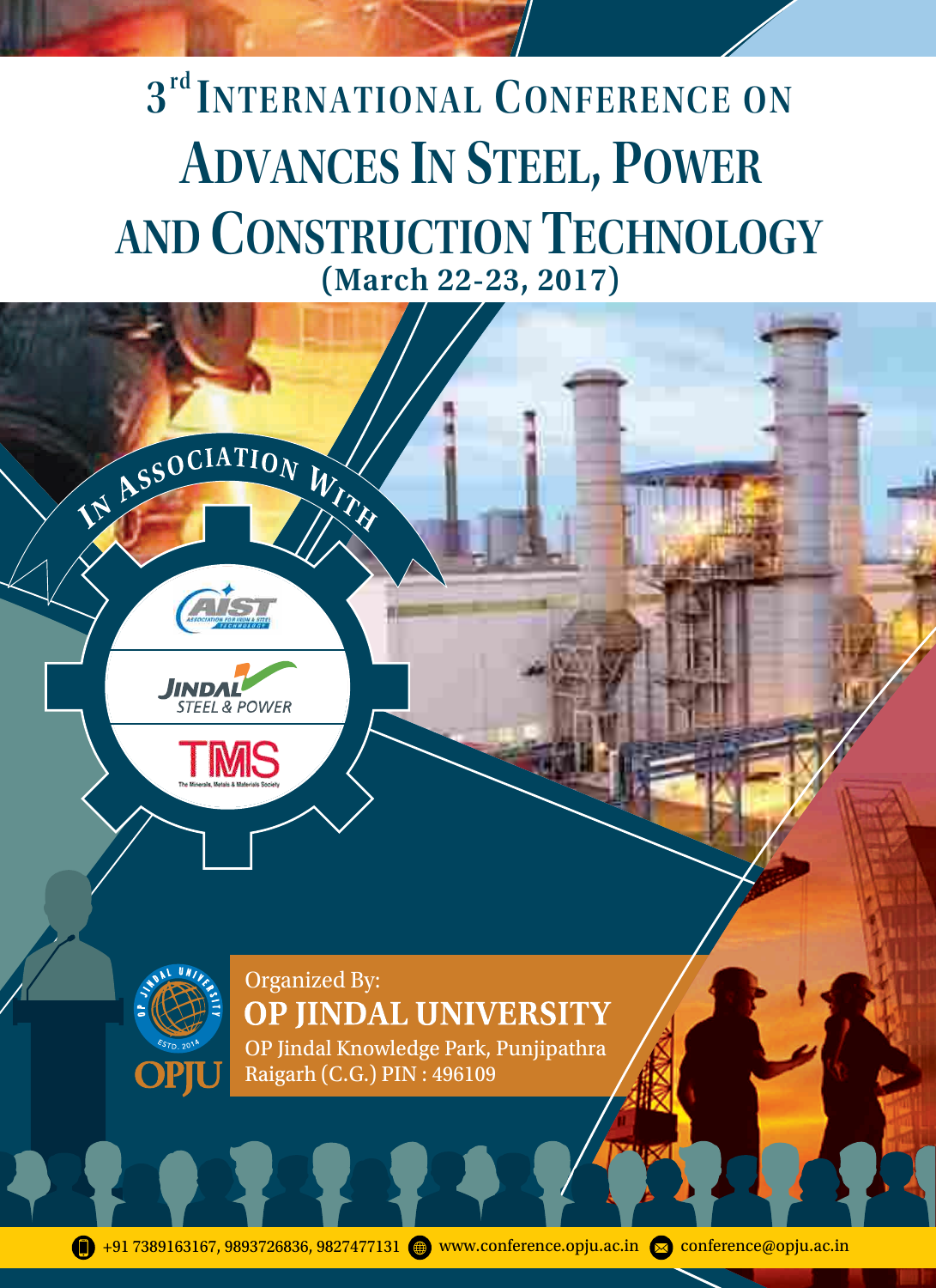# 3rd International Conference on

# Advances In Steel, Power and Construction Technology

**(March 22-23, 2017)**

In Association With

AIST – Association for Iron & Steel Technology

JINDAL STEEL & POWER

TMS – The Minerals, Metals & Materials Society

Organized By:

**OP JINDAL UNIVERSITY**

OP Jindal Knowledge Park, Punjipathra
Raigarh (C.G.) PIN : 496109

+91 7389163167, 9893726836, 9827477131 | www.conference.opju.ac.in | conference@opju.ac.in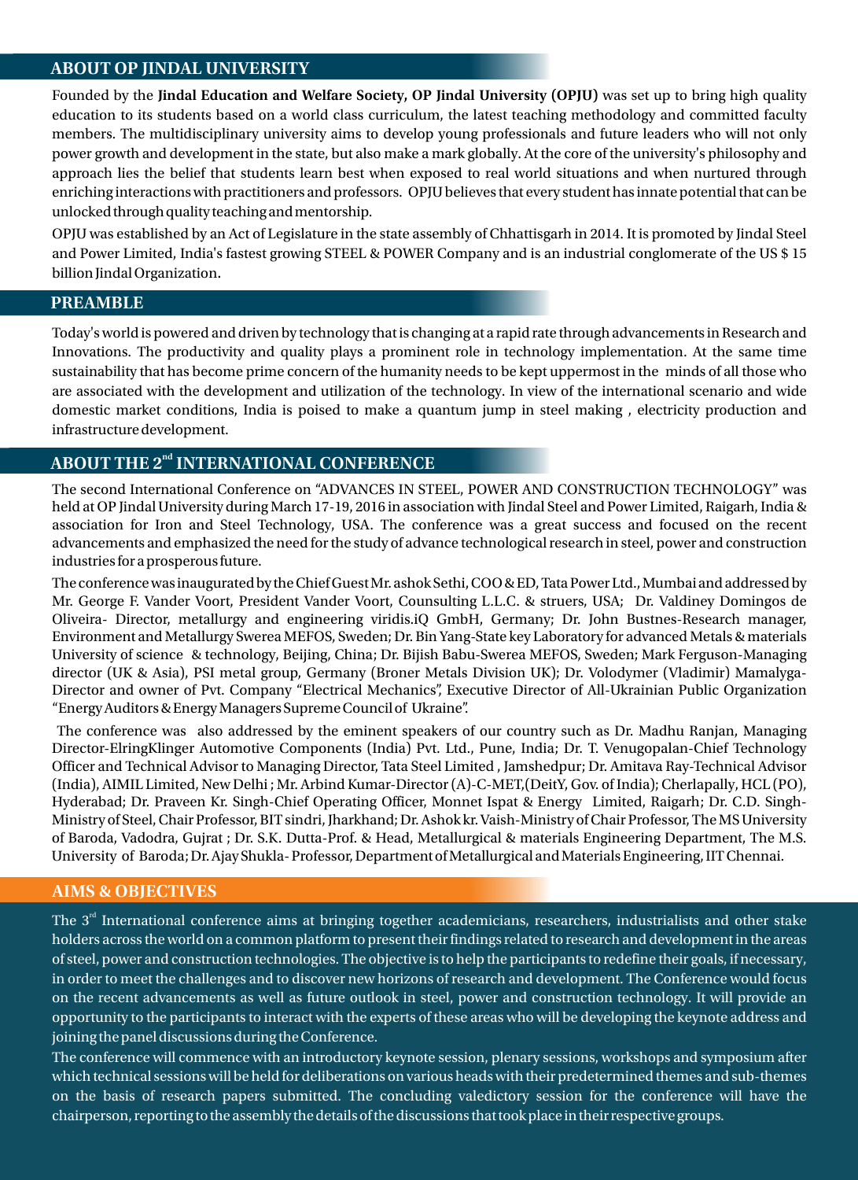## ABOUT OP JINDAL UNIVERSITY

Founded by the **Jindal Education and Welfare Society, OP Jindal University (OPJU)** was set up to bring high quality education to its students based on a world class curriculum, the latest teaching methodology and committed faculty members. The multidisciplinary university aims to develop young professionals and future leaders who will not only power growth and development in the state, but also make a mark globally. At the core of the university's philosophy and approach lies the belief that students learn best when exposed to real world situations and when nurtured through enriching interactions with practitioners and professors. OPJU believes that every student has innate potential that can be unlocked through quality teaching and mentorship.

OPJU was established by an Act of Legislature in the state assembly of Chhattisgarh in 2014. It is promoted by Jindal Steel and Power Limited, India's fastest growing STEEL & POWER Company and is an industrial conglomerate of the US $ 15 billion Jindal Organization.

## PREAMBLE

Today's world is powered and driven by technology that is changing at a rapid rate through advancements in Research and Innovations. The productivity and quality plays a prominent role in technology implementation. At the same time sustainability that has become prime concern of the humanity needs to be kept uppermost in the minds of all those who are associated with the development and utilization of the technology. In view of the international scenario and wide domestic market conditions, India is poised to make a quantum jump in steel making , electricity production and infrastructure development.

## ABOUT THE 2nd INTERNATIONAL CONFERENCE

The second International Conference on "ADVANCES IN STEEL, POWER AND CONSTRUCTION TECHNOLOGY" was held at OP Jindal University during March 17-19, 2016 in association with Jindal Steel and Power Limited, Raigarh, India & association for Iron and Steel Technology, USA. The conference was a great success and focused on the recent advancements and emphasized the need for the study of advance technological research in steel, power and construction industries for a prosperous future.

The conference was inaugurated by the Chief Guest Mr. ashok Sethi, COO & ED, Tata Power Ltd., Mumbai and addressed by Mr. George F. Vander Voort, President Vander Voort, Counsulting L.L.C. & struers, USA; Dr. Valdiney Domingos de Oliveira- Director, metallurgy and engineering viridis.iQ GmbH, Germany; Dr. John Bustnes-Research manager, Environment and Metallurgy Swerea MEFOS, Sweden; Dr. Bin Yang-State key Laboratory for advanced Metals & materials University of science & technology, Beijing, China; Dr. Bijish Babu-Swerea MEFOS, Sweden; Mark Ferguson-Managing director (UK & Asia), PSI metal group, Germany (Broner Metals Division UK); Dr. Volodymer (Vladimir) Mamalyga-Director and owner of Pvt. Company "Electrical Mechanics", Executive Director of All-Ukrainian Public Organization "Energy Auditors & Energy Managers Supreme Council of Ukraine".

The conference was also addressed by the eminent speakers of our country such as Dr. Madhu Ranjan, Managing Director-ElringKlinger Automotive Components (India) Pvt. Ltd., Pune, India; Dr. T. Venugopalan-Chief Technology Officer and Technical Advisor to Managing Director, Tata Steel Limited , Jamshedpur; Dr. Amitava Ray-Technical Advisor (India), AIMIL Limited, New Delhi ; Mr. Arbind Kumar-Director (A)-C-MET,(DeitY, Gov. of India); Cherlapally, HCL (PO), Hyderabad; Dr. Praveen Kr. Singh-Chief Operating Officer, Monnet Ispat & Energy Limited, Raigarh; Dr. C.D. Singh-Ministry of Steel, Chair Professor, BIT sindri, Jharkhand; Dr. Ashok kr. Vaish-Ministry of Chair Professor, The MS University of Baroda, Vadodra, Gujrat ; Dr. S.K. Dutta-Prof. & Head, Metallurgical & materials Engineering Department, The M.S. University of Baroda; Dr. Ajay Shukla- Professor, Department of Metallurgical and Materials Engineering, IIT Chennai.

## AIMS & OBJECTIVES

The 3rd International conference aims at bringing together academicians, researchers, industrialists and other stake holders across the world on a common platform to present their findings related to research and development in the areas of steel, power and construction technologies. The objective is to help the participants to redefine their goals, if necessary, in order to meet the challenges and to discover new horizons of research and development. The Conference would focus on the recent advancements as well as future outlook in steel, power and construction technology. It will provide an opportunity to the participants to interact with the experts of these areas who will be developing the keynote address and joining the panel discussions during the Conference.

The conference will commence with an introductory keynote session, plenary sessions, workshops and symposium after which technical sessions will be held for deliberations on various heads with their predetermined themes and sub-themes on the basis of research papers submitted. The concluding valedictory session for the conference will have the chairperson, reporting to the assembly the details of the discussions that took place in their respective groups.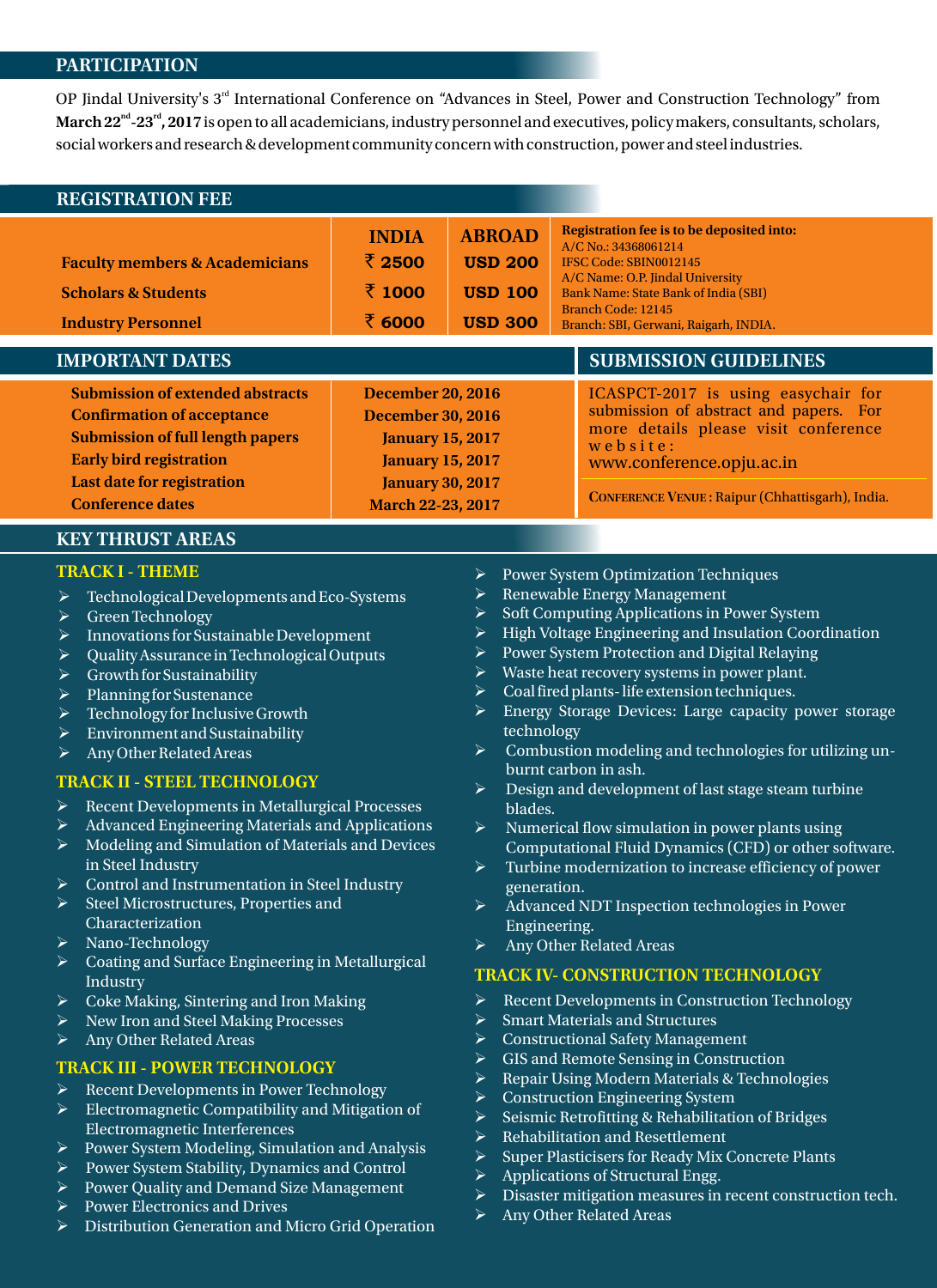## PARTICIPATION

OP Jindal University's 3rd International Conference on "Advances in Steel, Power and Construction Technology" from **March 22nd-23rd, 2017** is open to all academicians, industry personnel and executives, policy makers, consultants, scholars, social workers and research & development community concern with construction, power and steel industries.

## REGISTRATION FEE

| | INDIA | ABROAD |
|---|---|---|
| **Faculty members & Academicians** | **₹ 2500** | **USD 200** |
| **Scholars & Students** | **₹ 1000** | **USD 100** |
| **Industry Personnel** | **₹ 6000** | **USD 300** |

**Registration fee is to be deposited into:**
A/C No.: 34368061214
IFSC Code: SBIN0012145
A/C Name: O.P. Jindal University
Bank Name: State Bank of India (SBI)
Branch Code: 12145
Branch: SBI, Gerwani, Raigarh, INDIA.

## IMPORTANT DATES

| | |
|---|---|
| **Submission of extended abstracts** | **December 20, 2016** |
| **Confirmation of acceptance** | **December 30, 2016** |
| **Submission of full length papers** | **January 15, 2017** |
| **Early bird registration** | **January 15, 2017** |
| **Last date for registration** | **January 30, 2017** |
| **Conference dates** | **March 22-23, 2017** |

## SUBMISSION GUIDELINES

ICASPCT-2017 is using easychair for submission of abstract and papers. For more details please visit conference website: www.conference.opju.ac.in

**CONFERENCE VENUE :** Raipur (Chhattisgarh), India.

## KEY THRUST AREAS

### TRACK I - THEME

- Technological Developments and Eco-Systems
- Green Technology
- Innovations for Sustainable Development
- Quality Assurance in Technological Outputs
- Growth for Sustainability
- Planning for Sustenance
- Technology for Inclusive Growth
- Environment and Sustainability
- Any Other Related Areas

### TRACK II - STEEL TECHNOLOGY

- Recent Developments in Metallurgical Processes
- Advanced Engineering Materials and Applications
- Modeling and Simulation of Materials and Devices in Steel Industry
- Control and Instrumentation in Steel Industry
- Steel Microstructures, Properties and Characterization
- Nano-Technology
- Coating and Surface Engineering in Metallurgical Industry
- Coke Making, Sintering and Iron Making
- New Iron and Steel Making Processes
- Any Other Related Areas

### TRACK III - POWER TECHNOLOGY

- Recent Developments in Power Technology
- Electromagnetic Compatibility and Mitigation of Electromagnetic Interferences
- Power System Modeling, Simulation and Analysis
- Power System Stability, Dynamics and Control
- Power Quality and Demand Size Management
- Power Electronics and Drives
- Distribution Generation and Micro Grid Operation
- Power System Optimization Techniques
- Renewable Energy Management
- Soft Computing Applications in Power System
- High Voltage Engineering and Insulation Coordination
- Power System Protection and Digital Relaying
- Waste heat recovery systems in power plant.
- Coal fired plants- life extension techniques.
- Energy Storage Devices: Large capacity power storage technology
- Combustion modeling and technologies for utilizing un-burnt carbon in ash.
- Design and development of last stage steam turbine blades.
- Numerical flow simulation in power plants using Computational Fluid Dynamics (CFD) or other software.
- Turbine modernization to increase efficiency of power generation.
- Advanced NDT Inspection technologies in Power Engineering.
- Any Other Related Areas

### TRACK IV- CONSTRUCTION TECHNOLOGY

- Recent Developments in Construction Technology
- Smart Materials and Structures
- Constructional Safety Management
- GIS and Remote Sensing in Construction
- Repair Using Modern Materials & Technologies
- Construction Engineering System
- Seismic Retrofitting & Rehabilitation of Bridges
- Rehabilitation and Resettlement
- Super Plasticisers for Ready Mix Concrete Plants
- Applications of Structural Engg.
- Disaster mitigation measures in recent construction tech.
- Any Other Related Areas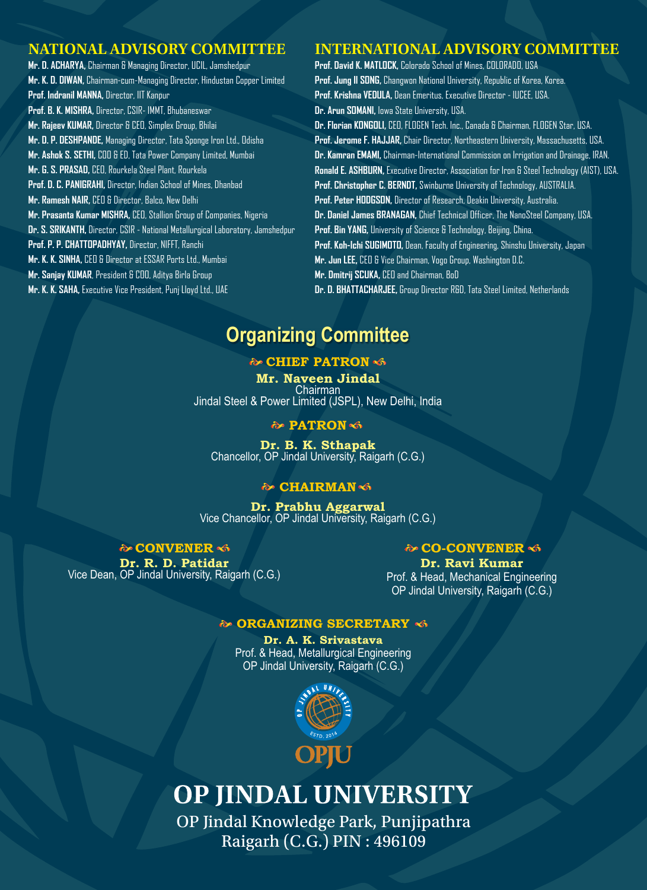## NATIONAL ADVISORY COMMITTEE

**Mr. D. ACHARYA,** Chairman & Managing Director, UCIL, Jamshedpur
**Mr. K. D. DIWAN,** Chairman-cum-Managing Director, Hindustan Copper Limited
**Prof. Indranil MANNA,** Director, IIT Kanpur
**Prof. B. K. MISHRA,** Director, CSIR- IMMT, Bhubaneswar
**Mr. Rajeev KUMAR,** Director & CEO, Simplex Group, Bhilai
**Mr. D. P. DESHPANDE,** Managing Director, Tata Sponge Iron Ltd., Odisha
**Mr. Ashok S. SETHI,** COO & ED, Tata Power Company Limited, Mumbai
**Mr. G. S. PRASAD,** CEO, Rourkela Steel Plant, Rourkela
**Prof. D. C. PANIGRAHI,** Director, Indian School of Mines, Dhanbad
**Mr. Ramesh NAIR,** CEO & Director, Balco, New Delhi
**Mr. Prasanta Kumar MISHRA,** CEO, Stallion Group of Companies, Nigeria
**Dr. S. SRIKANTH,** Director, CSIR - National Metallurgical Laboratory, Jamshedpur
**Prof. P. P. CHATTOPADHYAY,** Director, NIFFT, Ranchi
**Mr. K. K. SINHA,** CEO & Director at ESSAR Ports Ltd., Mumbai
**Mr. Sanjay KUMAR**, President & COO, Aditya Birla Group
**Mr. K. K. SAHA,** Executive Vice President, Punj Lloyd Ltd., UAE

## INTERNATIONAL ADVISORY COMMITTEE

**Prof. David K. MATLOCK,** Colorado School of Mines, COLORADO, USA
**Prof. Jung Il SONG,** Changwon National University, Republic of Korea, Korea.
**Prof. Krishna VEDULA,** Dean Emeritus, Executive Director - IUCEE, USA.
**Dr. Arun SOMANI,** Iowa State University, USA.
**Dr. Florian KONGOLI,** CEO, FLOGEN Tech. Inc., Canada & Chairman, FLOGEN Star, USA.
**Prof. Jerome F. HAJJAR,** Chair Director, Northeastern University, Massachusetts, USA.
**Dr. Kamran EMAMI,** Chairman-International Commission on Irrigation and Drainage, IRAN.
**Ronald E. ASHBURN,** Executive Director, Association for Iron & Steel Technology (AIST), USA.
**Prof. Christopher C. BERNDT,** Swinburne University of Technology, AUSTRALIA.
**Prof. Peter HODGSON,** Director of Research, Deakin University, Australia.
**Dr. Daniel James BRANAGAN,** Chief Technical Officer, The NanoSteel Company, USA.
**Prof. Bin YANG,** University of Science & Technology, Beijing, China.
**Prof. Koh-Ichi SUGIMOTO,** Dean, Faculty of Engineering, Shinshu University, Japan
**Mr. Jun LEE,** CEO & Vice Chairman, Vogo Group, Washington D.C.
**Mr. Dmitrij SCUKA,** CEO and Chairman, BoD
**Dr. D. BHATTACHARJEE,** Group Director R&D, Tata Steel Limited, Netherlands

# Organizing Committee

### CHIEF PATRON

**Mr. Naveen Jindal**
Chairman
Jindal Steel & Power Limited (JSPL), New Delhi, India

### PATRON

**Dr. B. K. Sthapak**
Chancellor, OP Jindal University, Raigarh (C.G.)

### CHAIRMAN

**Dr. Prabhu Aggarwal**
Vice Chancellor, OP Jindal University, Raigarh (C.G.)

### CONVENER

**Dr. R. D. Patidar**
Vice Dean, OP Jindal University, Raigarh (C.G.)

### CO-CONVENER

**Dr. Ravi Kumar**
Prof. & Head, Mechanical Engineering
OP Jindal University, Raigarh (C.G.)

### ORGANIZING SECRETARY

**Dr. A. K. Srivastava**
Prof. & Head, Metallurgical Engineering
OP Jindal University, Raigarh (C.G.)

OP JINDAL UNIVERSITY ESTD. 2014
OPJU

# OP JINDAL UNIVERSITY

OP Jindal Knowledge Park, Punjipathra
Raigarh (C.G.) PIN : 496109